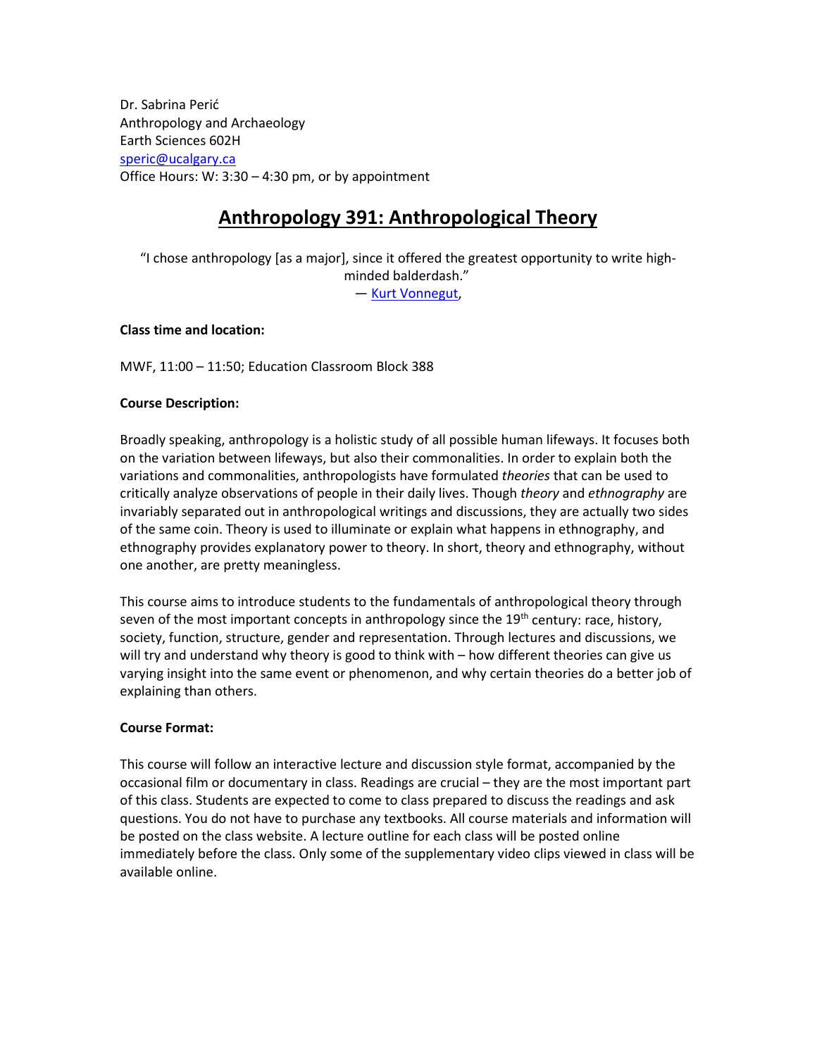Dr. Sabrina Perić
Anthropology and Archaeology
Earth Sciences 602H
speric@ucalgary.ca
Office Hours: W: 3:30 – 4:30 pm, or by appointment

# Anthropology 391: Anthropological Theory

"I chose anthropology [as a major], since it offered the greatest opportunity to write high-minded balderdash."
— Kurt Vonnegut,

**Class time and location:**

MWF, 11:00 – 11:50; Education Classroom Block 388

**Course Description:**

Broadly speaking, anthropology is a holistic study of all possible human lifeways. It focuses both on the variation between lifeways, but also their commonalities. In order to explain both the variations and commonalities, anthropologists have formulated *theories* that can be used to critically analyze observations of people in their daily lives. Though *theory* and *ethnography* are invariably separated out in anthropological writings and discussions, they are actually two sides of the same coin. Theory is used to illuminate or explain what happens in ethnography, and ethnography provides explanatory power to theory. In short, theory and ethnography, without one another, are pretty meaningless.

This course aims to introduce students to the fundamentals of anthropological theory through seven of the most important concepts in anthropology since the 19th century: race, history, society, function, structure, gender and representation. Through lectures and discussions, we will try and understand why theory is good to think with – how different theories can give us varying insight into the same event or phenomenon, and why certain theories do a better job of explaining than others.

**Course Format:**

This course will follow an interactive lecture and discussion style format, accompanied by the occasional film or documentary in class. Readings are crucial – they are the most important part of this class. Students are expected to come to class prepared to discuss the readings and ask questions. You do not have to purchase any textbooks. All course materials and information will be posted on the class website. A lecture outline for each class will be posted online immediately before the class. Only some of the supplementary video clips viewed in class will be available online.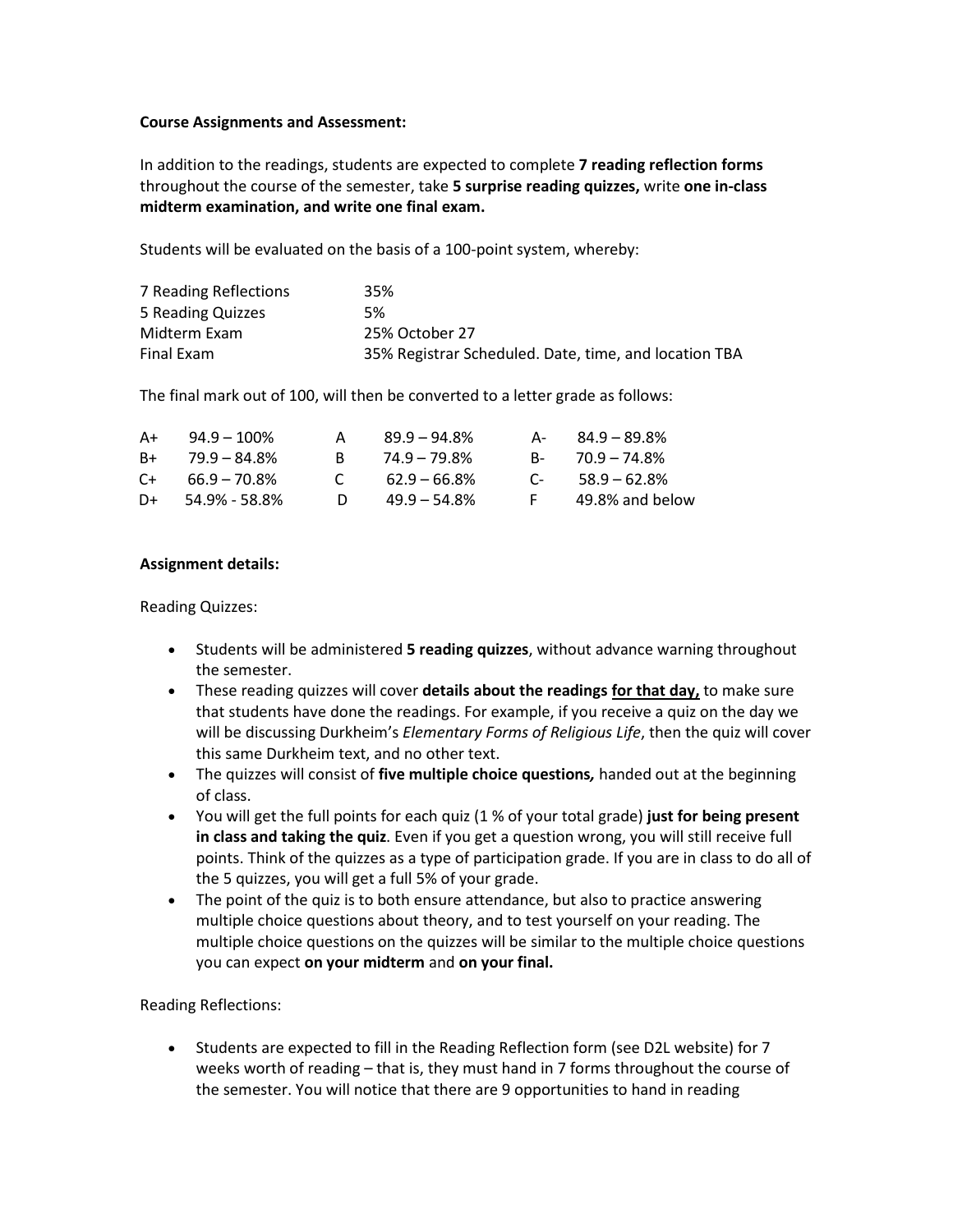**Course Assignments and Assessment:**

In addition to the readings, students are expected to complete **7 reading reflection forms** throughout the course of the semester, take **5 surprise reading quizzes,** write **one in-class midterm examination, and write one final exam.**

Students will be evaluated on the basis of a 100-point system, whereby:

| | |
|---|---|
| 7 Reading Reflections | 35% |
| 5 Reading Quizzes | 5% |
| Midterm Exam | 25% October 27 |
| Final Exam | 35% Registrar Scheduled. Date, time, and location TBA |

The final mark out of 100, will then be converted to a letter grade as follows:

| | | | | | |
|---|---|---|---|---|---|
| A+ | 94.9 – 100% | A | 89.9 – 94.8% | A- | 84.9 – 89.8% |
| B+ | 79.9 – 84.8% | B | 74.9 – 79.8% | B- | 70.9 – 74.8% |
| C+ | 66.9 – 70.8% | C | 62.9 – 66.8% | C- | 58.9 – 62.8% |
| D+ | 54.9% - 58.8% | D | 49.9 – 54.8% | F | 49.8% and below |

**Assignment details:**

Reading Quizzes:

- Students will be administered **5 reading quizzes**, without advance warning throughout the semester.
- These reading quizzes will cover **details about the readings <u>for that day,</u>** to make sure that students have done the readings. For example, if you receive a quiz on the day we will be discussing Durkheim's *Elementary Forms of Religious Life*, then the quiz will cover this same Durkheim text, and no other text.
- The quizzes will consist of **five multiple choice questions***,* handed out at the beginning of class.
- You will get the full points for each quiz (1 % of your total grade) **just for being present in class and taking the quiz**. Even if you get a question wrong, you will still receive full points. Think of the quizzes as a type of participation grade. If you are in class to do all of the 5 quizzes, you will get a full 5% of your grade.
- The point of the quiz is to both ensure attendance, but also to practice answering multiple choice questions about theory, and to test yourself on your reading. The multiple choice questions on the quizzes will be similar to the multiple choice questions you can expect **on your midterm** and **on your final.**

Reading Reflections:

- Students are expected to fill in the Reading Reflection form (see D2L website) for 7 weeks worth of reading – that is, they must hand in 7 forms throughout the course of the semester. You will notice that there are 9 opportunities to hand in reading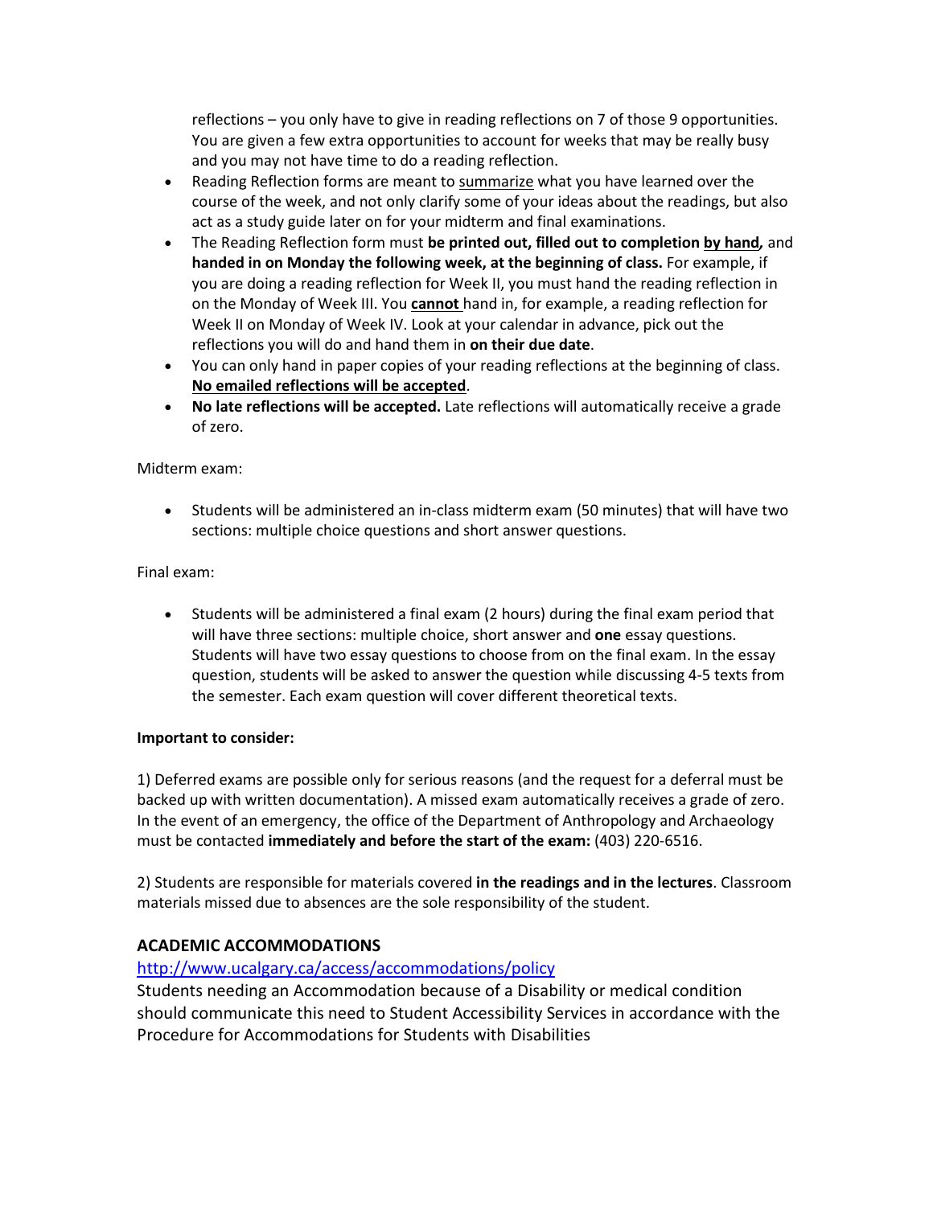reflections – you only have to give in reading reflections on 7 of those 9 opportunities. You are given a few extra opportunities to account for weeks that may be really busy and you may not have time to do a reading reflection.

- Reading Reflection forms are meant to <u>summarize</u> what you have learned over the course of the week, and not only clarify some of your ideas about the readings, but also act as a study guide later on for your midterm and final examinations.
- The Reading Reflection form must **be printed out, filled out to completion <u>by hand</u>,** and **handed in on Monday the following week, at the beginning of class.** For example, if you are doing a reading reflection for Week II, you must hand the reading reflection in on the Monday of Week III. You **<u>cannot</u>** hand in, for example, a reading reflection for Week II on Monday of Week IV. Look at your calendar in advance, pick out the reflections you will do and hand them in **on their due date**.
- You can only hand in paper copies of your reading reflections at the beginning of class. **<u>No emailed reflections will be accepted</u>**.
- **No late reflections will be accepted.** Late reflections will automatically receive a grade of zero.

Midterm exam:

- Students will be administered an in-class midterm exam (50 minutes) that will have two sections: multiple choice questions and short answer questions.

Final exam:

- Students will be administered a final exam (2 hours) during the final exam period that will have three sections: multiple choice, short answer and **one** essay questions. Students will have two essay questions to choose from on the final exam. In the essay question, students will be asked to answer the question while discussing 4-5 texts from the semester. Each exam question will cover different theoretical texts.

**Important to consider:**

1) Deferred exams are possible only for serious reasons (and the request for a deferral must be backed up with written documentation). A missed exam automatically receives a grade of zero. In the event of an emergency, the office of the Department of Anthropology and Archaeology must be contacted **immediately and before the start of the exam:** (403) 220-6516.

2) Students are responsible for materials covered **in the readings and in the lectures**. Classroom materials missed due to absences are the sole responsibility of the student.

## ACADEMIC ACCOMMODATIONS

http://www.ucalgary.ca/access/accommodations/policy

Students needing an Accommodation because of a Disability or medical condition should communicate this need to Student Accessibility Services in accordance with the Procedure for Accommodations for Students with Disabilities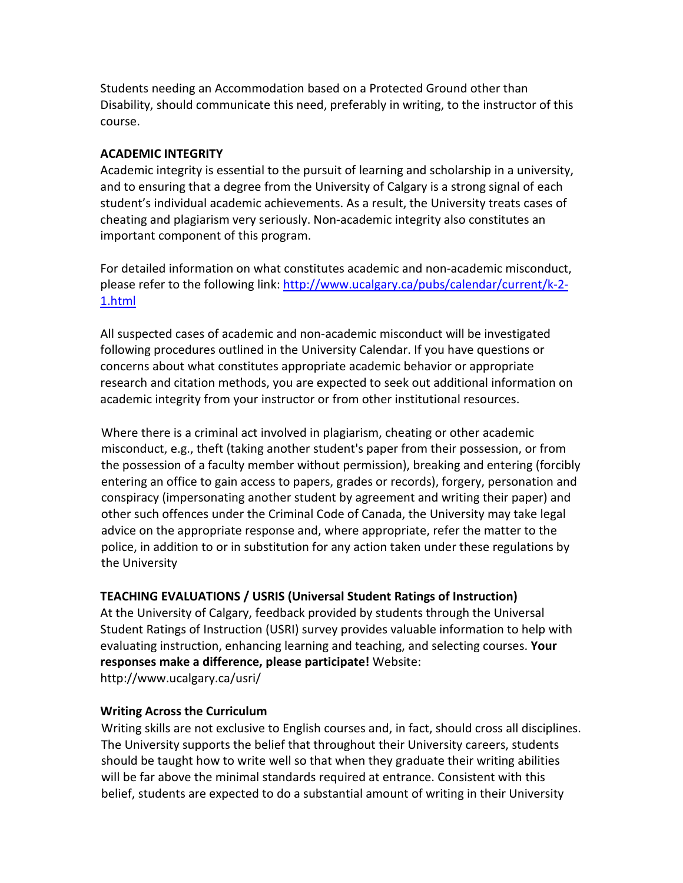Students needing an Accommodation based on a Protected Ground other than Disability, should communicate this need, preferably in writing, to the instructor of this course.

**ACADEMIC INTEGRITY**

Academic integrity is essential to the pursuit of learning and scholarship in a university, and to ensuring that a degree from the University of Calgary is a strong signal of each student's individual academic achievements. As a result, the University treats cases of cheating and plagiarism very seriously. Non-academic integrity also constitutes an important component of this program.

For detailed information on what constitutes academic and non-academic misconduct, please refer to the following link: http://www.ucalgary.ca/pubs/calendar/current/k-2-1.html

All suspected cases of academic and non-academic misconduct will be investigated following procedures outlined in the University Calendar. If you have questions or concerns about what constitutes appropriate academic behavior or appropriate research and citation methods, you are expected to seek out additional information on academic integrity from your instructor or from other institutional resources.

Where there is a criminal act involved in plagiarism, cheating or other academic misconduct, e.g., theft (taking another student's paper from their possession, or from the possession of a faculty member without permission), breaking and entering (forcibly entering an office to gain access to papers, grades or records), forgery, personation and conspiracy (impersonating another student by agreement and writing their paper) and other such offences under the Criminal Code of Canada, the University may take legal advice on the appropriate response and, where appropriate, refer the matter to the police, in addition to or in substitution for any action taken under these regulations by the University

**TEACHING EVALUATIONS / USRIS (Universal Student Ratings of Instruction)**

At the University of Calgary, feedback provided by students through the Universal Student Ratings of Instruction (USRI) survey provides valuable information to help with evaluating instruction, enhancing learning and teaching, and selecting courses. **Your responses make a difference, please participate!** Website: http://www.ucalgary.ca/usri/

**Writing Across the Curriculum**

Writing skills are not exclusive to English courses and, in fact, should cross all disciplines. The University supports the belief that throughout their University careers, students should be taught how to write well so that when they graduate their writing abilities will be far above the minimal standards required at entrance. Consistent with this belief, students are expected to do a substantial amount of writing in their University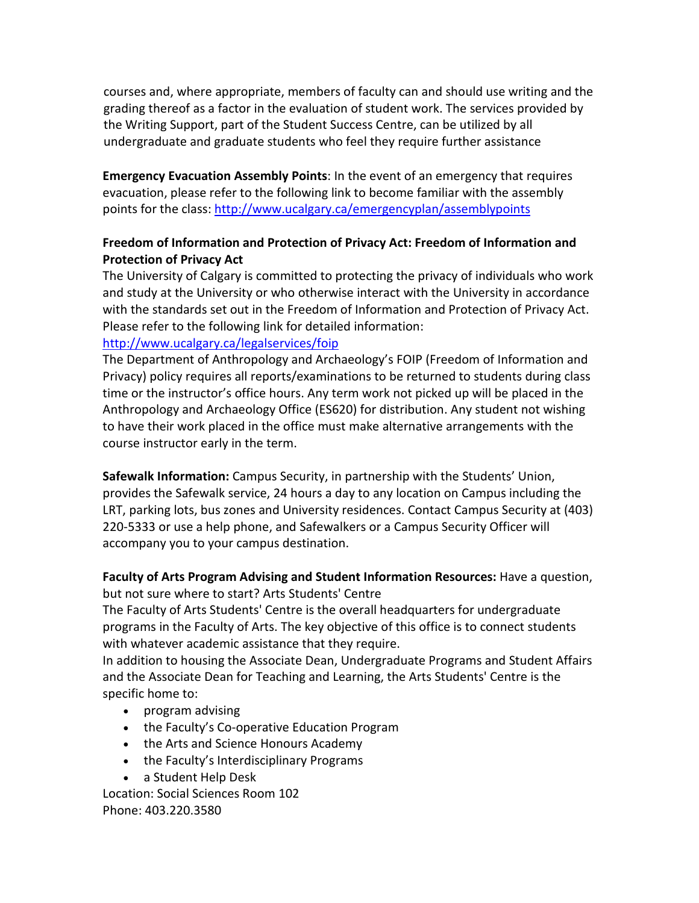courses and, where appropriate, members of faculty can and should use writing and the grading thereof as a factor in the evaluation of student work. The services provided by the Writing Support, part of the Student Success Centre, can be utilized by all undergraduate and graduate students who feel they require further assistance

**Emergency Evacuation Assembly Points**: In the event of an emergency that requires evacuation, please refer to the following link to become familiar with the assembly points for the class: http://www.ucalgary.ca/emergencyplan/assemblypoints

**Freedom of Information and Protection of Privacy Act: Freedom of Information and Protection of Privacy Act**

The University of Calgary is committed to protecting the privacy of individuals who work and study at the University or who otherwise interact with the University in accordance with the standards set out in the Freedom of Information and Protection of Privacy Act. Please refer to the following link for detailed information:
http://www.ucalgary.ca/legalservices/foip

The Department of Anthropology and Archaeology's FOIP (Freedom of Information and Privacy) policy requires all reports/examinations to be returned to students during class time or the instructor's office hours. Any term work not picked up will be placed in the Anthropology and Archaeology Office (ES620) for distribution. Any student not wishing to have their work placed in the office must make alternative arrangements with the course instructor early in the term.

**Safewalk Information:** Campus Security, in partnership with the Students' Union, provides the Safewalk service, 24 hours a day to any location on Campus including the LRT, parking lots, bus zones and University residences. Contact Campus Security at (403) 220-5333 or use a help phone, and Safewalkers or a Campus Security Officer will accompany you to your campus destination.

**Faculty of Arts Program Advising and Student Information Resources:** Have a question, but not sure where to start? Arts Students' Centre

The Faculty of Arts Students' Centre is the overall headquarters for undergraduate programs in the Faculty of Arts. The key objective of this office is to connect students with whatever academic assistance that they require.

In addition to housing the Associate Dean, Undergraduate Programs and Student Affairs and the Associate Dean for Teaching and Learning, the Arts Students' Centre is the specific home to:

- program advising
- the Faculty's Co-operative Education Program
- the Arts and Science Honours Academy
- the Faculty's Interdisciplinary Programs
- a Student Help Desk

Location: Social Sciences Room 102
Phone: 403.220.3580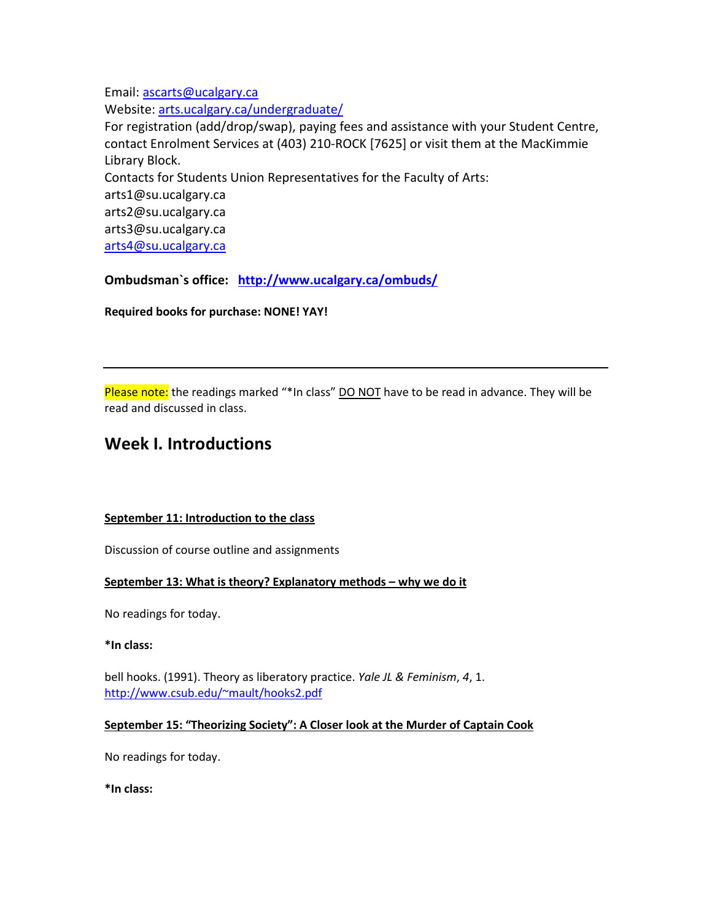Email: [ascarts@ucalgary.ca](mailto:ascarts@ucalgary.ca)
Website: [arts.ucalgary.ca/undergraduate/](arts.ucalgary.ca/undergraduate/)
For registration (add/drop/swap), paying fees and assistance with your Student Centre, contact Enrolment Services at (403) 210-ROCK [7625] or visit them at the MacKimmie Library Block.
Contacts for Students Union Representatives for the Faculty of Arts:
arts1@su.ucalgary.ca
arts2@su.ucalgary.ca
arts3@su.ucalgary.ca
[arts4@su.ucalgary.ca](mailto:arts4@su.ucalgary.ca)

**Ombudsman`s office: [http://www.ucalgary.ca/ombuds/](http://www.ucalgary.ca/ombuds/)**

**Required books for purchase: NONE! YAY!**

---

Please note: the readings marked "*In class" DO NOT have to be read in advance. They will be read and discussed in class.

## Week I. Introductions

**September 11: Introduction to the class**

Discussion of course outline and assignments

**September 13: What is theory? Explanatory methods – why we do it**

No readings for today.

***In class:**

bell hooks. (1991). Theory as liberatory practice. *Yale JL & Feminism*, *4*, 1. [http://www.csub.edu/~mault/hooks2.pdf](http://www.csub.edu/~mault/hooks2.pdf)

**September 15: "Theorizing Society": A Closer look at the Murder of Captain Cook**

No readings for today.

***In class:**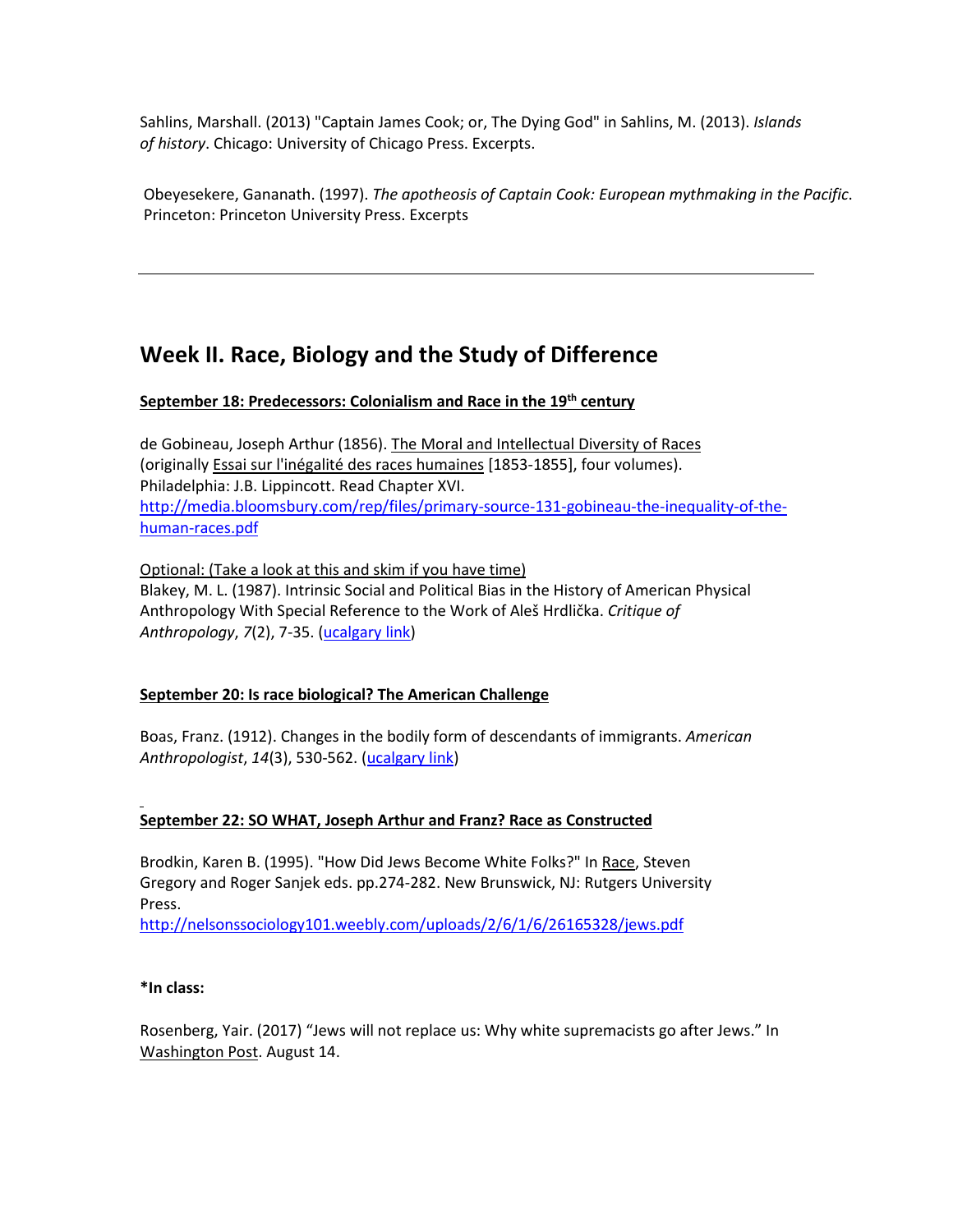Sahlins, Marshall. (2013) "Captain James Cook; or, The Dying God" in Sahlins, M. (2013). *Islands of history*. Chicago: University of Chicago Press. Excerpts.

Obeyesekere, Gananath. (1997). *The apotheosis of Captain Cook: European mythmaking in the Pacific*. Princeton: Princeton University Press. Excerpts

---

## Week II. Race, Biology and the Study of Difference

**September 18: Predecessors: Colonialism and Race in the 19th century**

de Gobineau, Joseph Arthur (1856). The Moral and Intellectual Diversity of Races (originally Essai sur l'inégalité des races humaines [1853-1855], four volumes). Philadelphia: J.B. Lippincott. Read Chapter XVI.
[http://media.bloomsbury.com/rep/files/primary-source-131-gobineau-the-inequality-of-the-human-races.pdf](http://media.bloomsbury.com/rep/files/primary-source-131-gobineau-the-inequality-of-the-human-races.pdf)

Optional: (Take a look at this and skim if you have time)
Blakey, M. L. (1987). Intrinsic Social and Political Bias in the History of American Physical Anthropology With Special Reference to the Work of Aleš Hrdlička. *Critique of Anthropology*, *7*(2), 7-35. (ucalgary link)

**September 20: Is race biological? The American Challenge**

Boas, Franz. (1912). Changes in the bodily form of descendants of immigrants. *American Anthropologist*, *14*(3), 530-562. (ucalgary link)

**September 22: SO WHAT, Joseph Arthur and Franz? Race as Constructed**

Brodkin, Karen B. (1995). "How Did Jews Become White Folks?" In Race, Steven Gregory and Roger Sanjek eds. pp.274-282. New Brunswick, NJ: Rutgers University Press.
[http://nelsonssociology101.weebly.com/uploads/2/6/1/6/26165328/jews.pdf](http://nelsonssociology101.weebly.com/uploads/2/6/1/6/26165328/jews.pdf)

***In class:**

Rosenberg, Yair. (2017) "Jews will not replace us: Why white supremacists go after Jews." In Washington Post. August 14.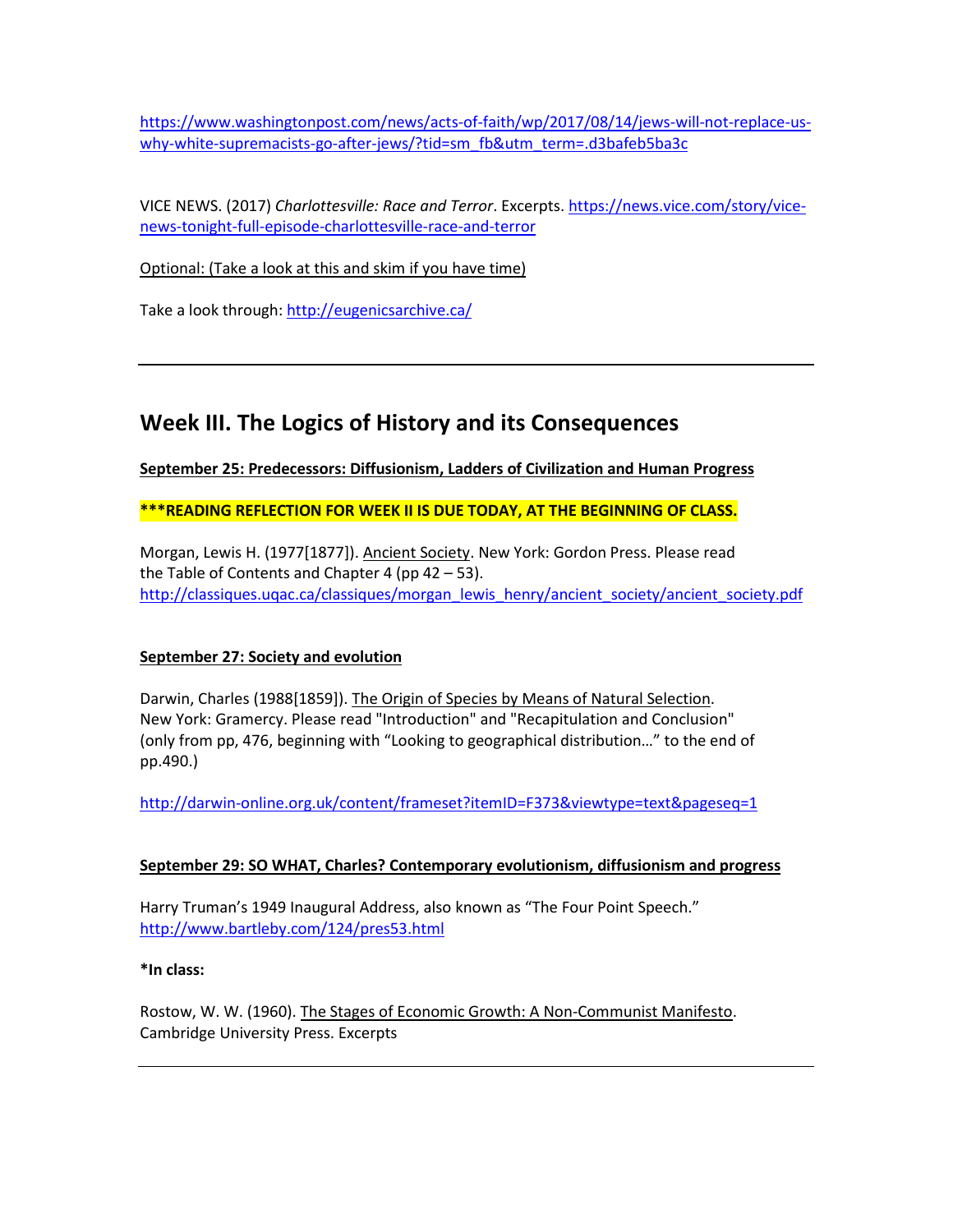https://www.washingtonpost.com/news/acts-of-faith/wp/2017/08/14/jews-will-not-replace-us-why-white-supremacists-go-after-jews/?tid=sm_fb&utm_term=.d3bafeb5ba3c

VICE NEWS. (2017) *Charlottesville: Race and Terror*. Excerpts. https://news.vice.com/story/vice-news-tonight-full-episode-charlottesville-race-and-terror

Optional: (Take a look at this and skim if you have time)

Take a look through: http://eugenicsarchive.ca/

---

## Week III. The Logics of History and its Consequences

**September 25: Predecessors: Diffusionism, Ladders of Civilization and Human Progress**

**\*\*\*READING REFLECTION FOR WEEK II IS DUE TODAY, AT THE BEGINNING OF CLASS.**

Morgan, Lewis H. (1977[1877]). Ancient Society. New York: Gordon Press. Please read the Table of Contents and Chapter 4 (pp 42 – 53).
http://classiques.uqac.ca/classiques/morgan_lewis_henry/ancient_society/ancient_society.pdf

**September 27: Society and evolution**

Darwin, Charles (1988[1859]). The Origin of Species by Means of Natural Selection. New York: Gramercy. Please read "Introduction" and "Recapitulation and Conclusion" (only from pp, 476, beginning with "Looking to geographical distribution…" to the end of pp.490.)

http://darwin-online.org.uk/content/frameset?itemID=F373&viewtype=text&pageseq=1

**September 29: SO WHAT, Charles? Contemporary evolutionism, diffusionism and progress**

Harry Truman's 1949 Inaugural Address, also known as "The Four Point Speech."
http://www.bartleby.com/124/pres53.html

**\*In class:**

Rostow, W. W. (1960). The Stages of Economic Growth: A Non-Communist Manifesto. Cambridge University Press. Excerpts

---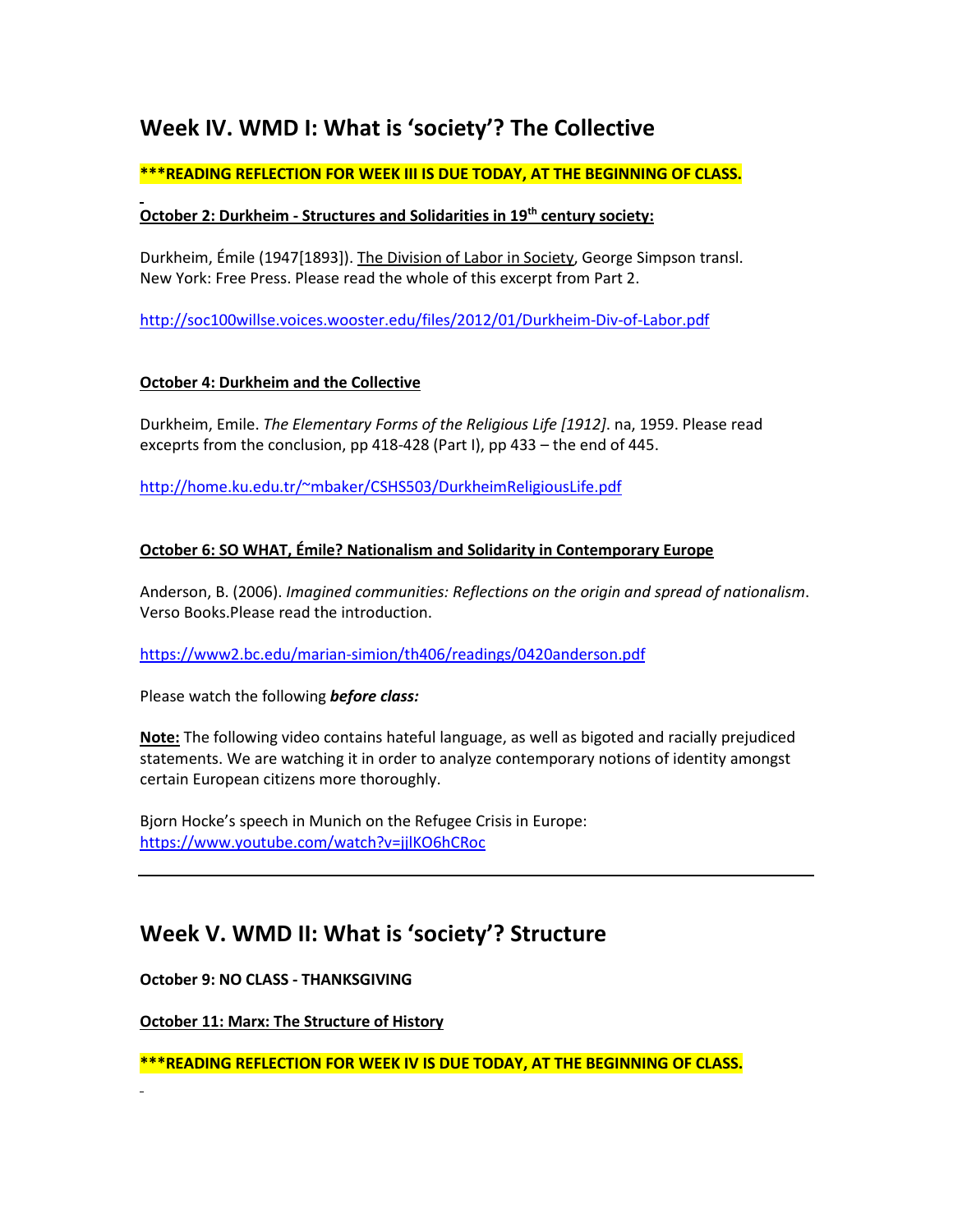## Week IV. WMD I: What is 'society'? The Collective

**\*\*\*READING REFLECTION FOR WEEK III IS DUE TODAY, AT THE BEGINNING OF CLASS.**

**<u>October 2: Durkheim - Structures and Solidarities in 19th century society:</u>**

Durkheim, Émile (1947[1893]). <u>The Division of Labor in Society</u>, George Simpson transl. New York: Free Press. Please read the whole of this excerpt from Part 2.

http://soc100willse.voices.wooster.edu/files/2012/01/Durkheim-Div-of-Labor.pdf

**<u>October 4: Durkheim and the Collective</u>**

Durkheim, Emile. *The Elementary Forms of the Religious Life [1912]*. na, 1959. Please read exceprts from the conclusion, pp 418-428 (Part I), pp 433 – the end of 445.

http://home.ku.edu.tr/~mbaker/CSHS503/DurkheimReligiousLife.pdf

**<u>October 6: SO WHAT, Émile? Nationalism and Solidarity in Contemporary Europe</u>**

Anderson, B. (2006). *Imagined communities: Reflections on the origin and spread of nationalism*. Verso Books.Please read the introduction.

https://www2.bc.edu/marian-simion/th406/readings/0420anderson.pdf

Please watch the following ***before class:***

**<u>Note:</u>** The following video contains hateful language, as well as bigoted and racially prejudiced statements. We are watching it in order to analyze contemporary notions of identity amongst certain European citizens more thoroughly.

Bjorn Hocke's speech in Munich on the Refugee Crisis in Europe: https://www.youtube.com/watch?v=jjlKO6hCRoc

---

## Week V. WMD II: What is 'society'? Structure

**October 9: NO CLASS - THANKSGIVING**

**<u>October 11: Marx: The Structure of History</u>**

**\*\*\*READING REFLECTION FOR WEEK IV IS DUE TODAY, AT THE BEGINNING OF CLASS.**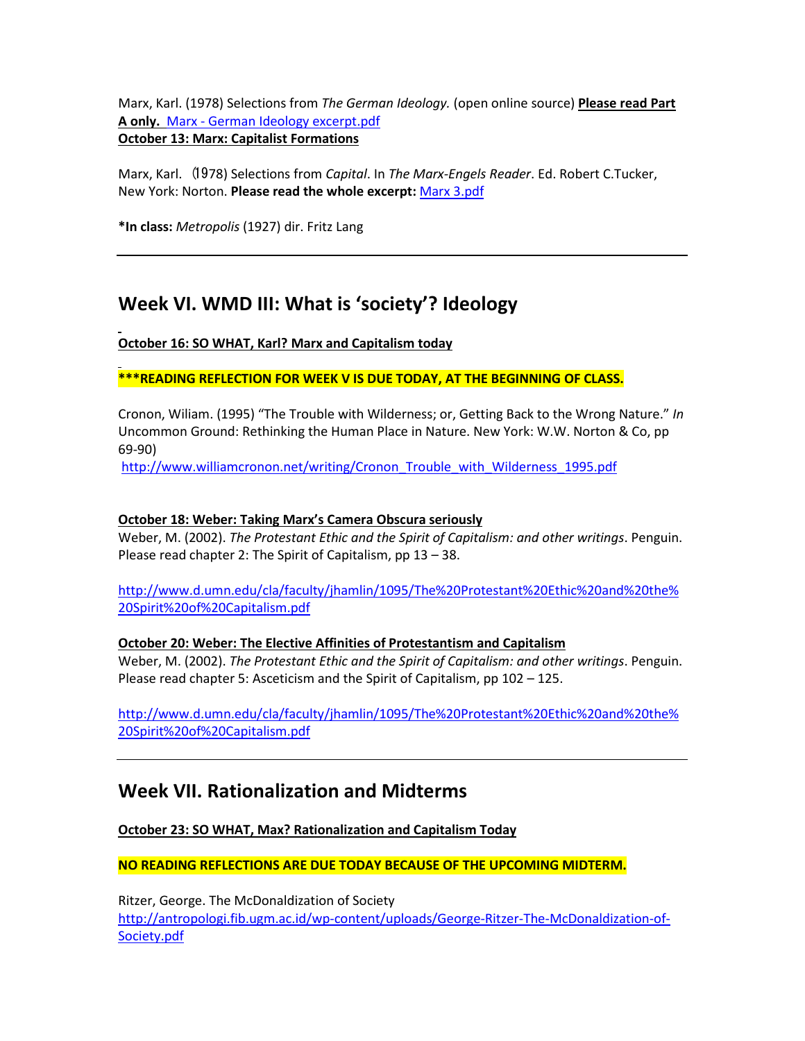Marx, Karl. (1978) Selections from *The German Ideology.* (open online source) **Please read Part A only.** [Marx - German Ideology excerpt.pdf](Marx - German Ideology excerpt.pdf)
**October 13: Marx: Capitalist Formations**

Marx, Karl. (1978) Selections from *Capital*. In *The Marx-Engels Reader*. Ed. Robert C.Tucker, New York: Norton. **Please read the whole excerpt:** [Marx 3.pdf](Marx 3.pdf)

***In class:** *Metropolis* (1927) dir. Fritz Lang

---

## Week VI. WMD III: What is 'society'? Ideology

**October 16: SO WHAT, Karl? Marx and Capitalism today**

*****READING REFLECTION FOR WEEK V IS DUE TODAY, AT THE BEGINNING OF CLASS.**

Cronon, Wiliam. (1995) "The Trouble with Wilderness; or, Getting Back to the Wrong Nature." *In* Uncommon Ground: Rethinking the Human Place in Nature. New York: W.W. Norton & Co, pp 69-90)
http://www.williamcronon.net/writing/Cronon_Trouble_with_Wilderness_1995.pdf

**October 18: Weber: Taking Marx's Camera Obscura seriously**
Weber, M. (2002). *The Protestant Ethic and the Spirit of Capitalism: and other writings*. Penguin. Please read chapter 2: The Spirit of Capitalism, pp 13 – 38.

http://www.d.umn.edu/cla/faculty/jhamlin/1095/The%20Protestant%20Ethic%20and%20the%20Spirit%20of%20Capitalism.pdf

**October 20: Weber: The Elective Affinities of Protestantism and Capitalism**
Weber, M. (2002). *The Protestant Ethic and the Spirit of Capitalism: and other writings*. Penguin. Please read chapter 5: Asceticism and the Spirit of Capitalism, pp 102 – 125.

http://www.d.umn.edu/cla/faculty/jhamlin/1095/The%20Protestant%20Ethic%20and%20the%20Spirit%20of%20Capitalism.pdf

---

## Week VII. Rationalization and Midterms

**October 23: SO WHAT, Max? Rationalization and Capitalism Today**

**NO READING REFLECTIONS ARE DUE TODAY BECAUSE OF THE UPCOMING MIDTERM.**

Ritzer, George. The McDonaldization of Society
http://antropologi.fib.ugm.ac.id/wp-content/uploads/George-Ritzer-The-McDonaldization-of-Society.pdf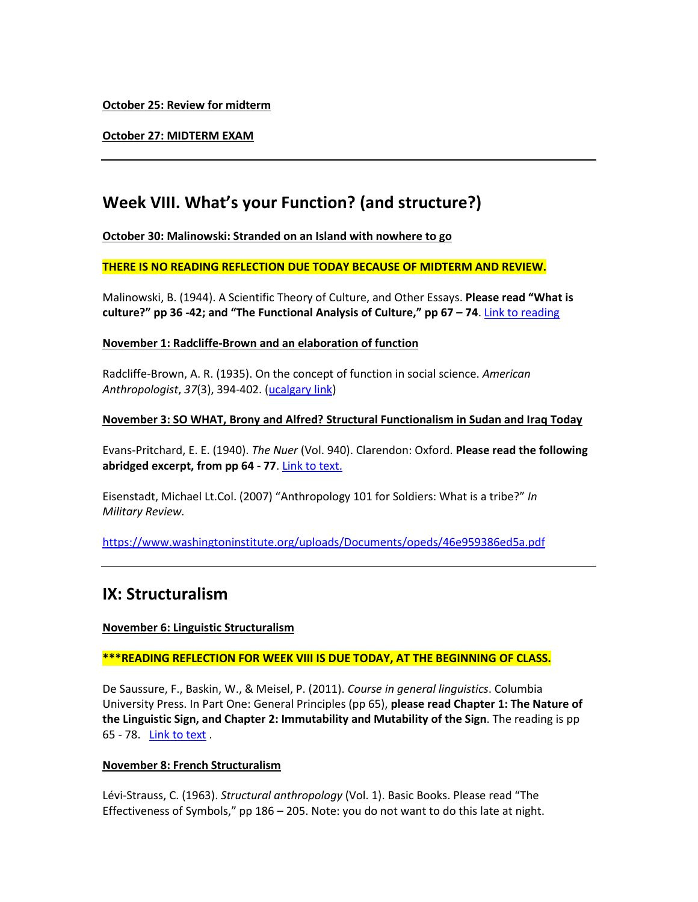**October 25: Review for midterm**

**October 27: MIDTERM EXAM**

---

## Week VIII. What's your Function? (and structure?)

**October 30: Malinowski: Stranded on an Island with nowhere to go**

**THERE IS NO READING REFLECTION DUE TODAY BECAUSE OF MIDTERM AND REVIEW.**

Malinowski, B. (1944). A Scientific Theory of Culture, and Other Essays. **Please read "What is culture?" pp 36 -42; and "The Functional Analysis of Culture," pp 67 – 74**. Link to reading

**November 1: Radcliffe-Brown and an elaboration of function**

Radcliffe-Brown, A. R. (1935). On the concept of function in social science. *American Anthropologist*, *37*(3), 394-402. (ucalgary link)

**November 3: SO WHAT, Brony and Alfred? Structural Functionalism in Sudan and Iraq Today**

Evans-Pritchard, E. E. (1940). *The Nuer* (Vol. 940). Clarendon: Oxford. **Please read the following abridged excerpt, from pp 64 - 77**. Link to text.

Eisenstadt, Michael Lt.Col. (2007) "Anthropology 101 for Soldiers: What is a tribe?" *In Military Review.*

https://www.washingtoninstitute.org/uploads/Documents/opeds/46e959386ed5a.pdf

---

## IX: Structuralism

**November 6: Linguistic Structuralism**

**\*\*\*READING REFLECTION FOR WEEK VIII IS DUE TODAY, AT THE BEGINNING OF CLASS.**

De Saussure, F., Baskin, W., & Meisel, P. (2011). *Course in general linguistics*. Columbia University Press. In Part One: General Principles (pp 65), **please read Chapter 1: The Nature of the Linguistic Sign, and Chapter 2: Immutability and Mutability of the Sign**. The reading is pp 65 - 78. Link to text .

**November 8: French Structuralism**

Lévi-Strauss, C. (1963). *Structural anthropology* (Vol. 1). Basic Books. Please read "The Effectiveness of Symbols," pp 186 – 205. Note: you do not want to do this late at night.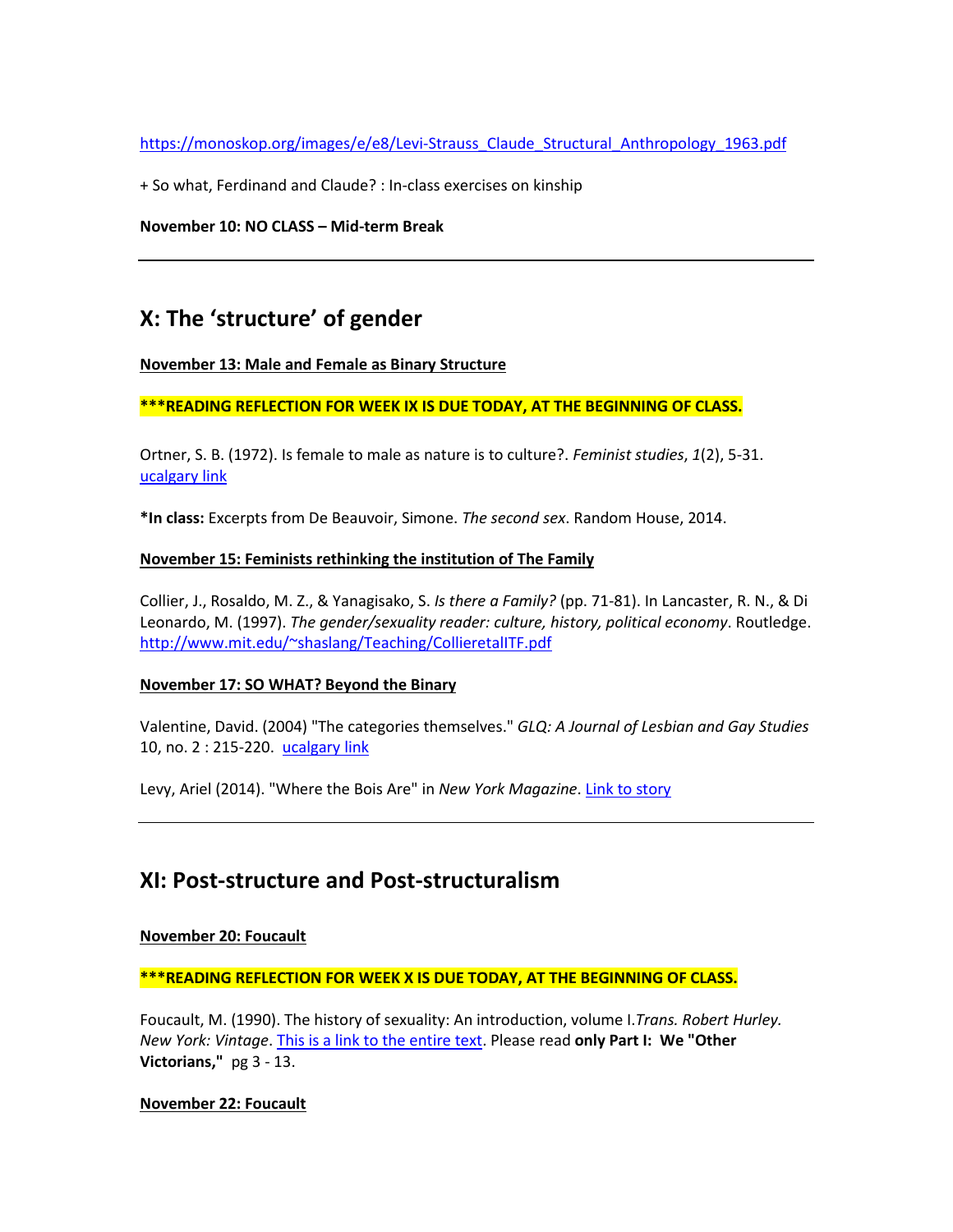https://monoskop.org/images/e/e8/Levi-Strauss_Claude_Structural_Anthropology_1963.pdf

+ So what, Ferdinand and Claude? : In-class exercises on kinship

**November 10: NO CLASS – Mid-term Break**

---

## X: The 'structure' of gender

**November 13: Male and Female as Binary Structure**

**\*\*\*READING REFLECTION FOR WEEK IX IS DUE TODAY, AT THE BEGINNING OF CLASS.**

Ortner, S. B. (1972). Is female to male as nature is to culture?. *Feminist studies*, *1*(2), 5-31. ucalgary link

**\*In class:** Excerpts from De Beauvoir, Simone. *The second sex*. Random House, 2014.

**November 15: Feminists rethinking the institution of The Family**

Collier, J., Rosaldo, M. Z., & Yanagisako, S. *Is there a Family?* (pp. 71-81). In Lancaster, R. N., & Di Leonardo, M. (1997). *The gender/sexuality reader: culture, history, political economy*. Routledge. http://www.mit.edu/~shaslang/Teaching/CollieretalITF.pdf

**November 17: SO WHAT? Beyond the Binary**

Valentine, David. (2004) "The categories themselves." *GLQ: A Journal of Lesbian and Gay Studies* 10, no. 2 : 215-220. ucalgary link

Levy, Ariel (2014). "Where the Bois Are" in *New York Magazine*. Link to story

---

## XI: Post-structure and Post-structuralism

**November 20: Foucault**

**\*\*\*READING REFLECTION FOR WEEK X IS DUE TODAY, AT THE BEGINNING OF CLASS.**

Foucault, M. (1990). The history of sexuality: An introduction, volume I.*Trans. Robert Hurley. New York: Vintage*. This is a link to the entire text. Please read **only Part I: We "Other Victorians,"** pg 3 - 13.

**November 22: Foucault**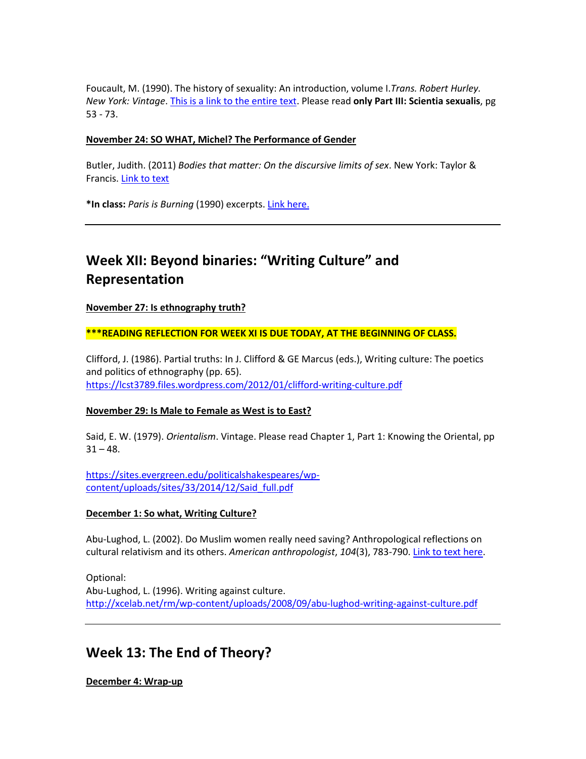Foucault, M. (1990). The history of sexuality: An introduction, volume I.*Trans. Robert Hurley. New York: Vintage*. [This is a link to the entire text](). Please read **only Part III: Scientia sexualis**, pg 53 - 73.

**November 24: SO WHAT, Michel? The Performance of Gender**

Butler, Judith. (2011) *Bodies that matter: On the discursive limits of sex*. New York: Taylor & Francis. [Link to text]()

***In class:** *Paris is Burning* (1990) excerpts. [Link here.]()

---

## Week XII: Beyond binaries: "Writing Culture" and Representation

**November 27: Is ethnography truth?**

*****READING REFLECTION FOR WEEK XI IS DUE TODAY, AT THE BEGINNING OF CLASS.**

Clifford, J. (1986). Partial truths: In J. Clifford & GE Marcus (eds.), Writing culture: The poetics and politics of ethnography (pp. 65).
https://lcst3789.files.wordpress.com/2012/01/clifford-writing-culture.pdf

**November 29: Is Male to Female as West is to East?**

Said, E. W. (1979). *Orientalism*. Vintage. Please read Chapter 1, Part 1: Knowing the Oriental, pp 31 – 48.

https://sites.evergreen.edu/politicalshakespeares/wp-content/uploads/sites/33/2014/12/Said_full.pdf

**December 1: So what, Writing Culture?**

Abu-Lughod, L. (2002). Do Muslim women really need saving? Anthropological reflections on cultural relativism and its others. *American anthropologist*, *104*(3), 783-790. [Link to text here]().

Optional:
Abu-Lughod, L. (1996). Writing against culture.
http://xcelab.net/rm/wp-content/uploads/2008/09/abu-lughod-writing-against-culture.pdf

---

## Week 13: The End of Theory?

**December 4: Wrap-up**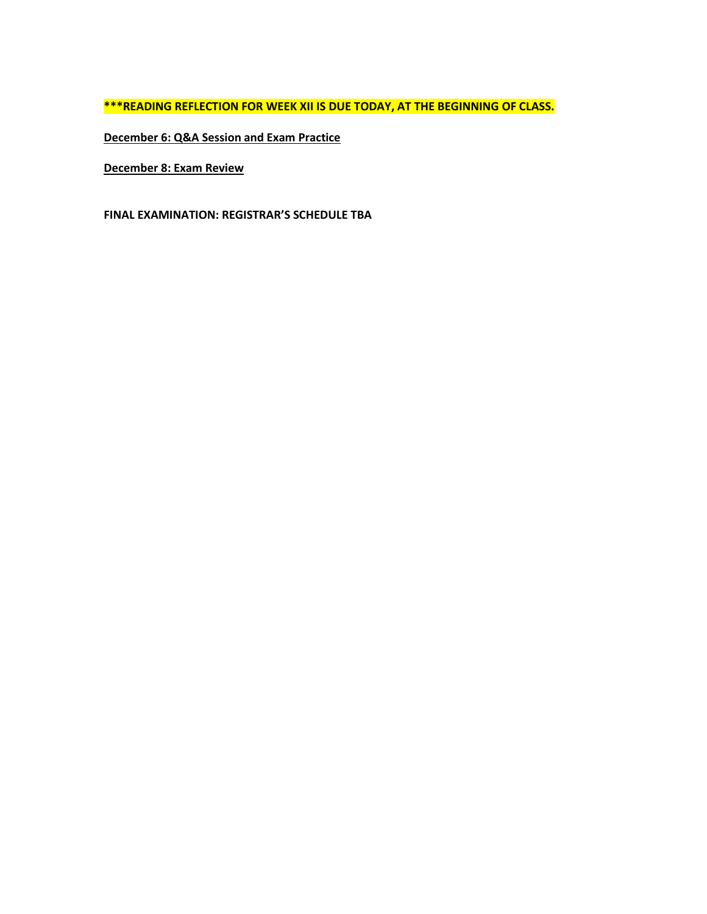**\*\*\*READING REFLECTION FOR WEEK XII IS DUE TODAY, AT THE BEGINNING OF CLASS.**

**December 6: Q&A Session and Exam Practice**

**December 8: Exam Review**

**FINAL EXAMINATION: REGISTRAR'S SCHEDULE TBA**